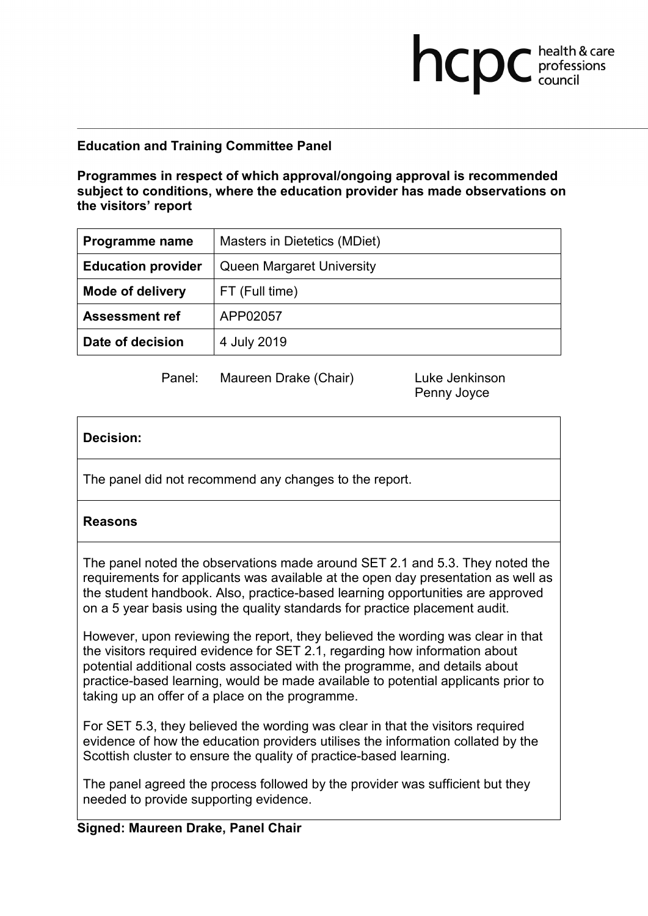**Education and Training Committee Panel**

**Programmes in respect of which approval/ongoing approval is recommended subject to conditions, where the education provider has made observations on the visitors' report**

| **Programme name** | Masters in Dietetics (MDiet) |
|---|---|
| **Education provider** | Queen Margaret University |
| **Mode of delivery** | FT (Full time) |
| **Assessment ref** | APP02057 |
| **Date of decision** | 4 July 2019 |

Panel: Maureen Drake (Chair), Luke Jenkinson, Penny Joyce

**Decision:**

The panel did not recommend any changes to the report.

**Reasons**

The panel noted the observations made around SET 2.1 and 5.3. They noted the requirements for applicants was available at the open day presentation as well as the student handbook. Also, practice-based learning opportunities are approved on a 5 year basis using the quality standards for practice placement audit.

However, upon reviewing the report, they believed the wording was clear in that the visitors required evidence for SET 2.1, regarding how information about potential additional costs associated with the programme, and details about practice-based learning, would be made available to potential applicants prior to taking up an offer of a place on the programme.

For SET 5.3, they believed the wording was clear in that the visitors required evidence of how the education providers utilises the information collated by the Scottish cluster to ensure the quality of practice-based learning.

The panel agreed the process followed by the provider was sufficient but they needed to provide supporting evidence.

**Signed: Maureen Drake, Panel Chair**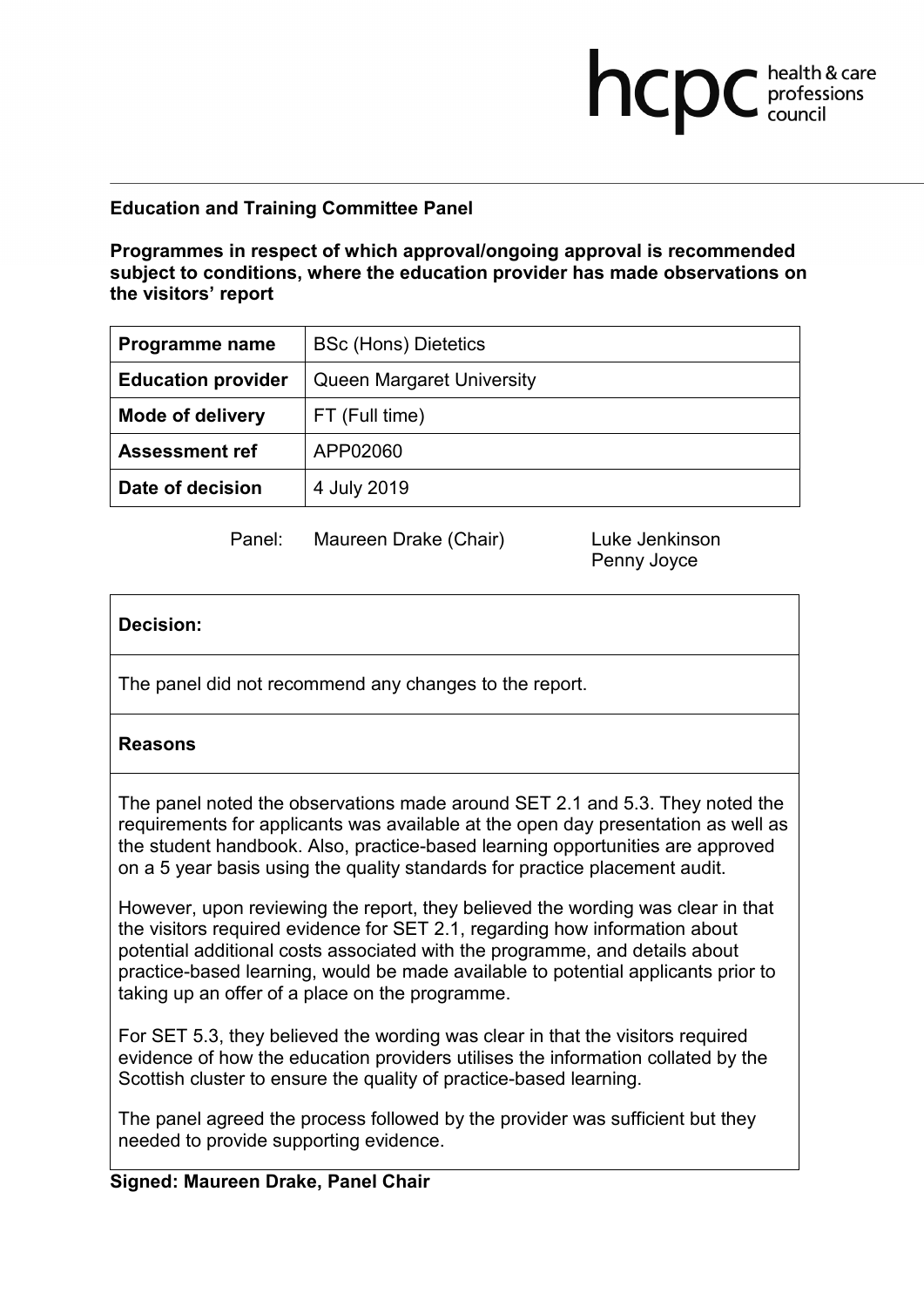**Education and Training Committee Panel**

**Programmes in respect of which approval/ongoing approval is recommended subject to conditions, where the education provider has made observations on the visitors' report**

| | |
|---|---|
| **Programme name** | BSc (Hons) Dietetics |
| **Education provider** | Queen Margaret University |
| **Mode of delivery** | FT (Full time) |
| **Assessment ref** | APP02060 |
| **Date of decision** | 4 July 2019 |

Panel: Maureen Drake (Chair) Luke Jenkinson Penny Joyce

**Decision:**

The panel did not recommend any changes to the report.

**Reasons**

The panel noted the observations made around SET 2.1 and 5.3. They noted the requirements for applicants was available at the open day presentation as well as the student handbook. Also, practice-based learning opportunities are approved on a 5 year basis using the quality standards for practice placement audit.

However, upon reviewing the report, they believed the wording was clear in that the visitors required evidence for SET 2.1, regarding how information about potential additional costs associated with the programme, and details about practice-based learning, would be made available to potential applicants prior to taking up an offer of a place on the programme.

For SET 5.3, they believed the wording was clear in that the visitors required evidence of how the education providers utilises the information collated by the Scottish cluster to ensure the quality of practice-based learning.

The panel agreed the process followed by the provider was sufficient but they needed to provide supporting evidence.

**Signed: Maureen Drake, Panel Chair**